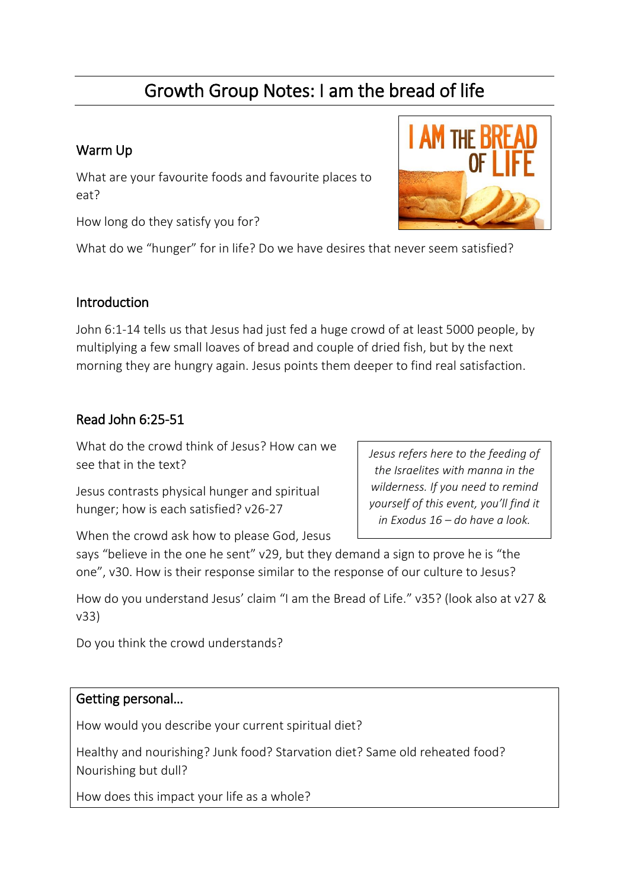# Growth Group Notes: I am the bread of life

## Warm Up

What are your favourite foods and favourite places to eat?

How long do they satisfy you for?

What do we "hunger" for in life? Do we have desires that never seem satisfied?

## Introduction

John 6:1-14 tells us that Jesus had just fed a huge crowd of at least 5000 people, by multiplying a few small loaves of bread and couple of dried fish, but by the next morning they are hungry again. Jesus points them deeper to find real satisfaction.

## Read John 6:25-51

What do the crowd think of Jesus? How can we see that in the text?

Jesus contrasts physical hunger and spiritual hunger; how is each satisfied? v26-27

When the crowd ask how to please God, Jesus says "believe in the one he sent" v29, but they demand a sign to prove he is "the one", v30. How is their response similar to the response of our culture to Jesus?

*Jesus refers here to the feeding of the Israelites with manna in the wilderness. If you need to remind yourself of this event, you'll find it in Exodus 16 – do have a look.*

How do you understand Jesus' claim "I am the Bread of Life." v35? (look also at v27 & v33)

Do you think the crowd understands?

## Getting personal…

How would you describe your current spiritual diet?

Healthy and nourishing? Junk food? Starvation diet? Same old reheated food? Nourishing but dull?

How does this impact your life as a whole?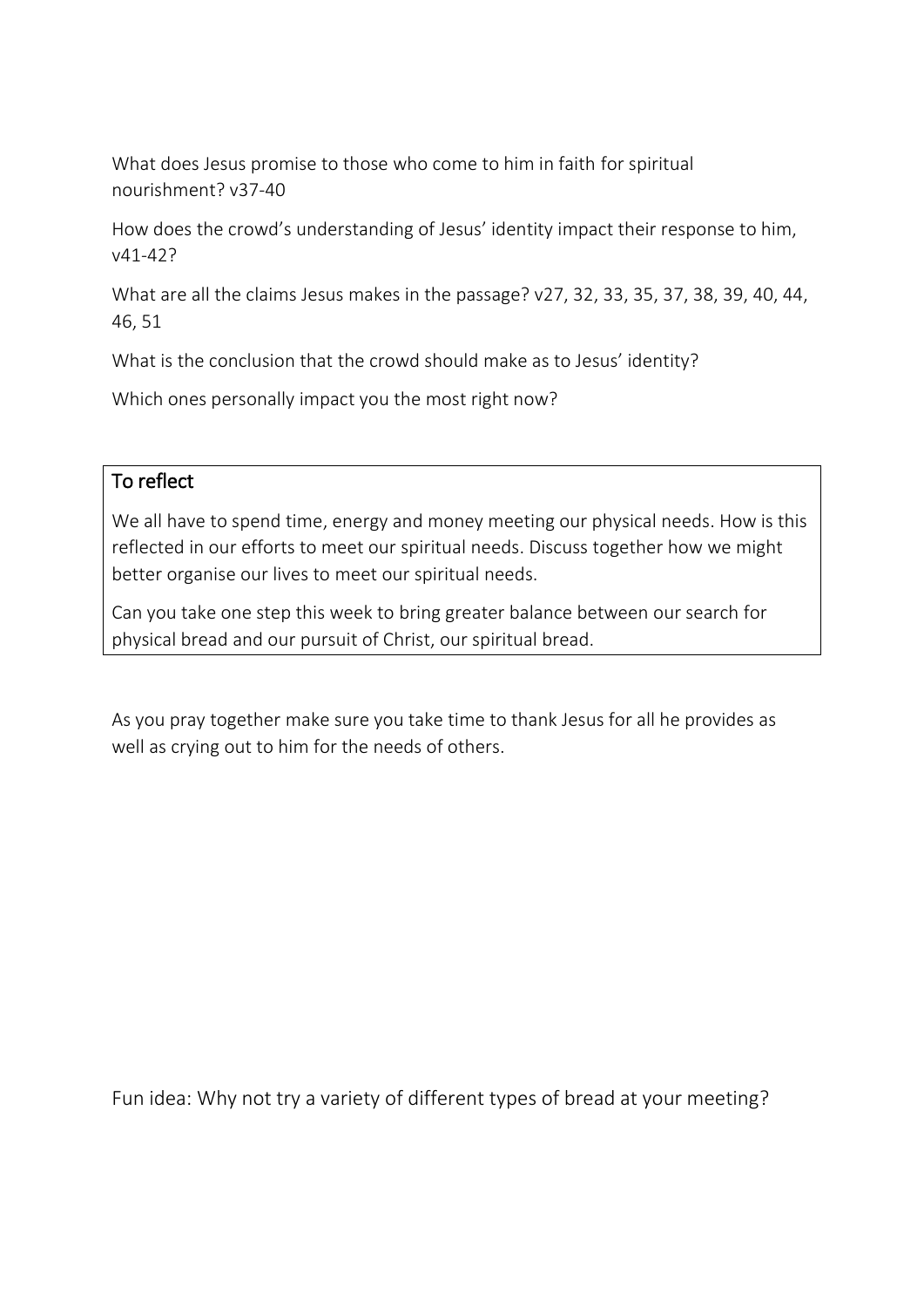What does Jesus promise to those who come to him in faith for spiritual nourishment? v37-40

How does the crowd's understanding of Jesus' identity impact their response to him, v41-42?

What are all the claims Jesus makes in the passage? v27, 32, 33, 35, 37, 38, 39, 40, 44, 46, 51

What is the conclusion that the crowd should make as to Jesus' identity?

Which ones personally impact you the most right now?

## To reflect

We all have to spend time, energy and money meeting our physical needs. How is this reflected in our efforts to meet our spiritual needs. Discuss together how we might better organise our lives to meet our spiritual needs.

Can you take one step this week to bring greater balance between our search for physical bread and our pursuit of Christ, our spiritual bread.

As you pray together make sure you take time to thank Jesus for all he provides as well as crying out to him for the needs of others.

Fun idea: Why not try a variety of different types of bread at your meeting?